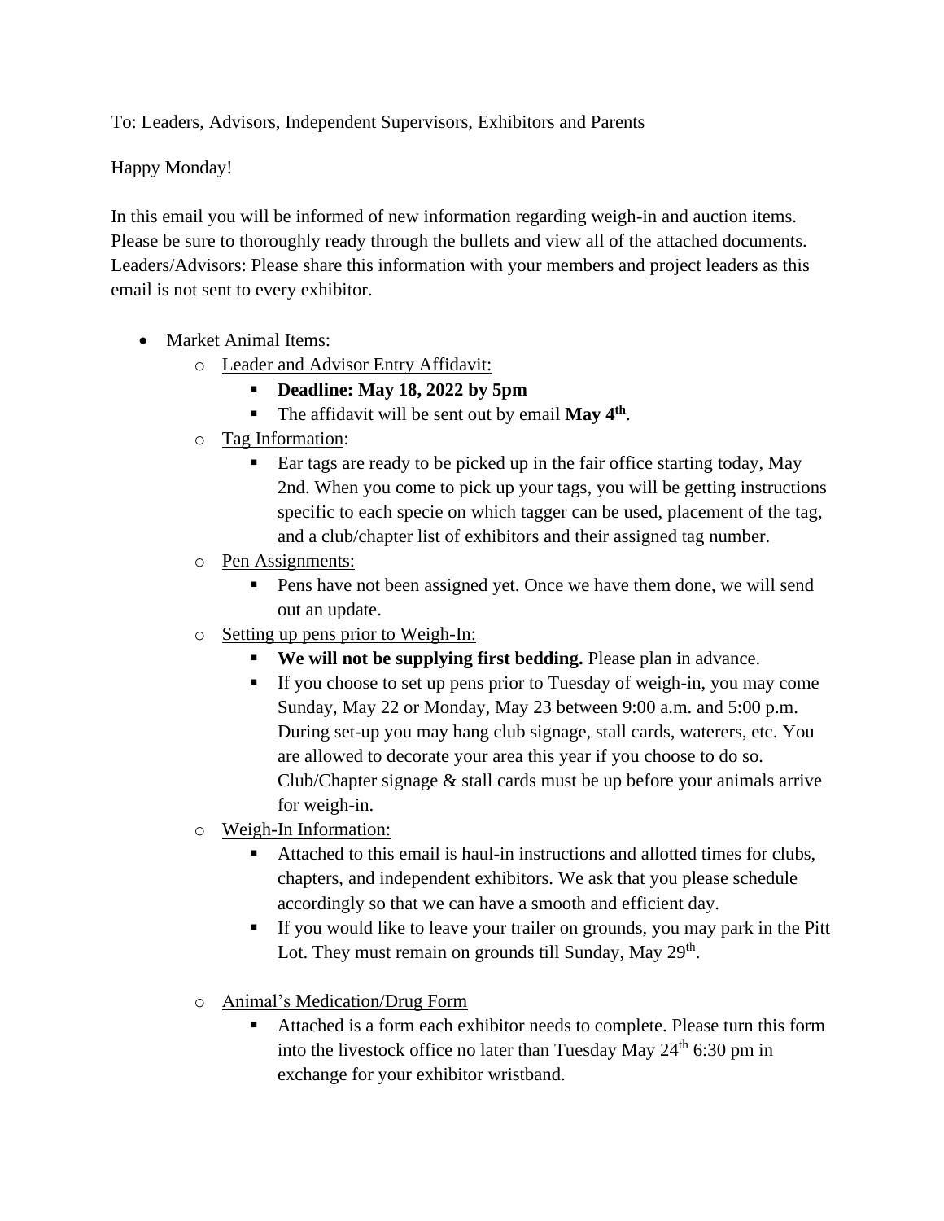To: Leaders, Advisors, Independent Supervisors, Exhibitors and Parents

Happy Monday!

In this email you will be informed of new information regarding weigh-in and auction items. Please be sure to thoroughly ready through the bullets and view all of the attached documents. Leaders/Advisors: Please share this information with your members and project leaders as this email is not sent to every exhibitor.

- Market Animal Items:
  - <u>Leader and Advisor Entry Affidavit:</u>
    - **Deadline: May 18, 2022 by 5pm**
    - The affidavit will be sent out by email **May 4th**.
  - <u>Tag Information</u>:
    - Ear tags are ready to be picked up in the fair office starting today, May 2nd. When you come to pick up your tags, you will be getting instructions specific to each specie on which tagger can be used, placement of the tag, and a club/chapter list of exhibitors and their assigned tag number.
  - <u>Pen Assignments:</u>
    - Pens have not been assigned yet. Once we have them done, we will send out an update.
  - <u>Setting up pens prior to Weigh-In:</u>
    - **We will not be supplying first bedding.** Please plan in advance.
    - If you choose to set up pens prior to Tuesday of weigh-in, you may come Sunday, May 22 or Monday, May 23 between 9:00 a.m. and 5:00 p.m. During set-up you may hang club signage, stall cards, waterers, etc. You are allowed to decorate your area this year if you choose to do so. Club/Chapter signage & stall cards must be up before your animals arrive for weigh-in.
  - <u>Weigh-In Information:</u>
    - Attached to this email is haul-in instructions and allotted times for clubs, chapters, and independent exhibitors. We ask that you please schedule accordingly so that we can have a smooth and efficient day.
    - If you would like to leave your trailer on grounds, you may park in the Pitt Lot. They must remain on grounds till Sunday, May 29th.
  - <u>Animal's Medication/Drug Form</u>
    - Attached is a form each exhibitor needs to complete. Please turn this form into the livestock office no later than Tuesday May 24th 6:30 pm in exchange for your exhibitor wristband.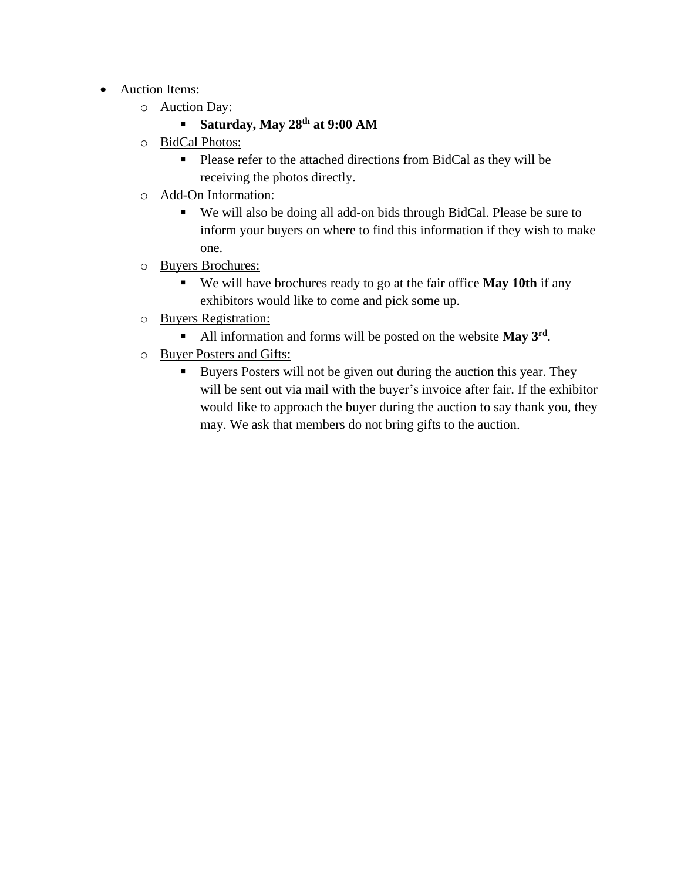- Auction Items:
  - <u>Auction Day:</u>
    - **Saturday, May 28th at 9:00 AM**
  - <u>BidCal Photos:</u>
    - Please refer to the attached directions from BidCal as they will be receiving the photos directly.
  - <u>Add-On Information:</u>
    - We will also be doing all add-on bids through BidCal. Please be sure to inform your buyers on where to find this information if they wish to make one.
  - <u>Buyers Brochures:</u>
    - We will have brochures ready to go at the fair office **May 10th** if any exhibitors would like to come and pick some up.
  - <u>Buyers Registration:</u>
    - All information and forms will be posted on the website **May 3rd**.
  - <u>Buyer Posters and Gifts:</u>
    - Buyers Posters will not be given out during the auction this year. They will be sent out via mail with the buyer's invoice after fair. If the exhibitor would like to approach the buyer during the auction to say thank you, they may. We ask that members do not bring gifts to the auction.